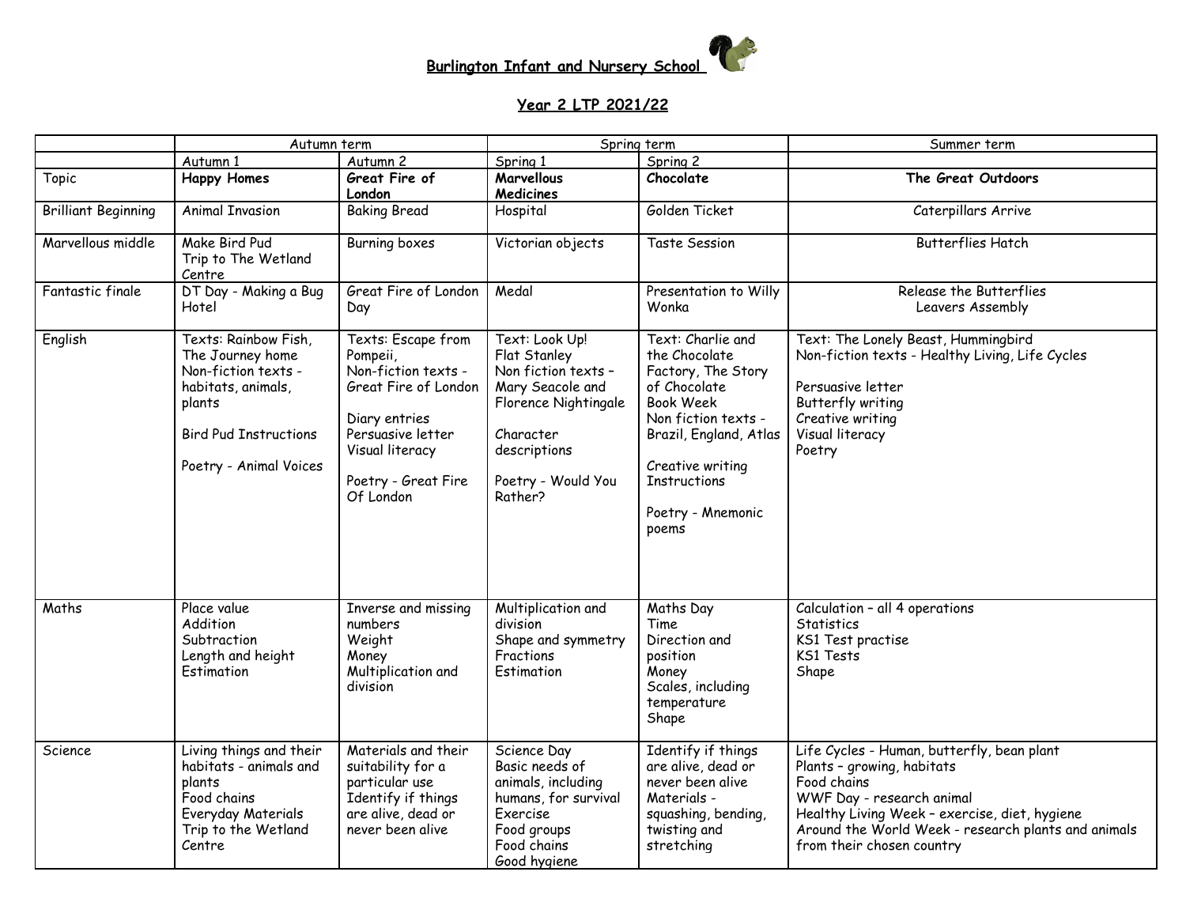# Burlington Infant and Nursery School

## Year 2 LTP 2021/22

| | Autumn term | | Spring term | | Summer term |
|---|---|---|---|---|---|
| | Autumn 1 | Autumn 2 | Spring 1 | Spring 2 | |
| Topic | **Happy Homes** | **Great Fire of London** | **Marvellous Medicines** | **Chocolate** | **The Great Outdoors** |
| Brilliant Beginning | Animal Invasion | Baking Bread | Hospital | Golden Ticket | Caterpillars Arrive |
| Marvellous middle | Make Bird Pud<br>Trip to The Wetland Centre | Burning boxes | Victorian objects | Taste Session | Butterflies Hatch |
| Fantastic finale | DT Day - Making a Bug Hotel | Great Fire of London Day | Medal | Presentation to Willy Wonka | Release the Butterflies<br>Leavers Assembly |
| English | Texts: Rainbow Fish, The Journey home<br>Non-fiction texts - habitats, animals, plants<br><br>Bird Pud Instructions<br><br>Poetry - Animal Voices | Texts: Escape from Pompeii,<br>Non-fiction texts - Great Fire of London<br><br>Diary entries<br>Persuasive letter<br>Visual literacy<br><br>Poetry - Great Fire Of London | Text: Look Up!<br>Flat Stanley<br>Non fiction texts – Mary Seacole and Florence Nightingale<br><br>Character descriptions<br><br>Poetry - Would You Rather? | Text: Charlie and the Chocolate Factory, The Story of Chocolate<br>Book Week<br>Non fiction texts - Brazil, England, Atlas<br><br>Creative writing<br>Instructions<br><br>Poetry - Mnemonic poems | Text: The Lonely Beast, Hummingbird<br>Non-fiction texts - Healthy Living, Life Cycles<br><br>Persuasive letter<br>Butterfly writing<br>Creative writing<br>Visual literacy<br>Poetry |
| Maths | Place value<br>Addition<br>Subtraction<br>Length and height<br>Estimation | Inverse and missing numbers<br>Weight<br>Money<br>Multiplication and division | Multiplication and division<br>Shape and symmetry<br>Fractions<br>Estimation | Maths Day<br>Time<br>Direction and position<br>Money<br>Scales, including temperature<br>Shape | Calculation – all 4 operations<br>Statistics<br>KS1 Test practise<br>KS1 Tests<br>Shape |
| Science | Living things and their habitats - animals and plants<br>Food chains<br>Everyday Materials<br>Trip to the Wetland Centre | Materials and their suitability for a particular use<br>Identify if things are alive, dead or never been alive | Science Day<br>Basic needs of animals, including humans, for survival<br>Exercise<br>Food groups<br>Food chains<br>Good hygiene | Identify if things are alive, dead or never been alive<br>Materials - squashing, bending, twisting and stretching | Life Cycles - Human, butterfly, bean plant<br>Plants – growing, habitats<br>Food chains<br>WWF Day - research animal<br>Healthy Living Week – exercise, diet, hygiene<br>Around the World Week - research plants and animals from their chosen country |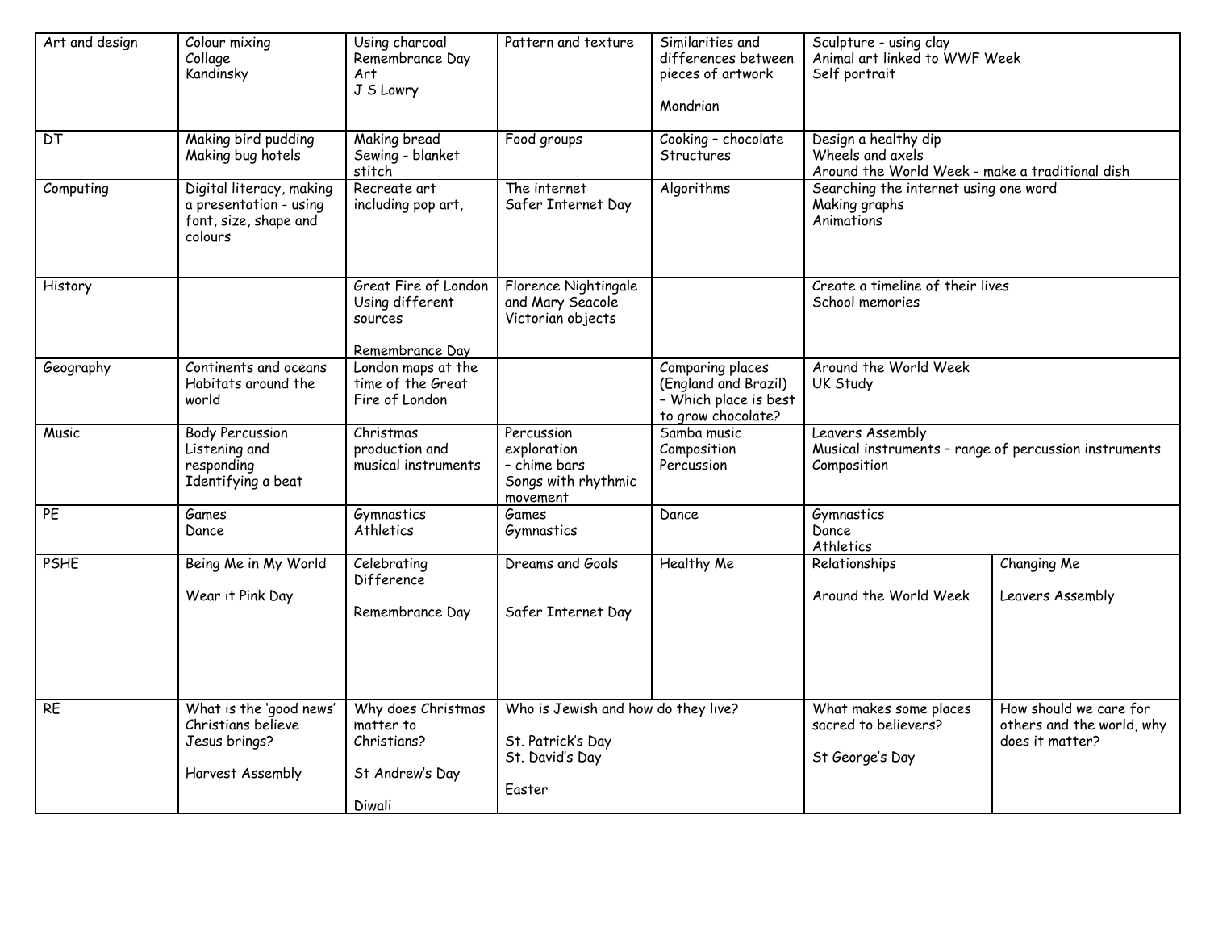| | | | | | | |
|---|---|---|---|---|---|---|
| Art and design | Colour mixing<br>Collage<br>Kandinsky | Using charcoal<br>Remembrance Day Art<br>J S Lowry | Pattern and texture | Similarities and differences between pieces of artwork<br><br>Mondrian | Sculpture - using clay<br>Animal art linked to WWF Week<br>Self portrait | |
| DT | Making bird pudding<br>Making bug hotels | Making bread<br>Sewing - blanket stitch | Food groups | Cooking – chocolate<br>Structures | Design a healthy dip<br>Wheels and axels<br>Around the World Week - make a traditional dish | |
| Computing | Digital literacy, making a presentation - using font, size, shape and colours | Recreate art including pop art, | The internet<br>Safer Internet Day | Algorithms | Searching the internet using one word<br>Making graphs<br>Animations | |
| History | | Great Fire of London<br>Using different sources<br><br>Remembrance Day | Florence Nightingale and Mary Seacole<br>Victorian objects | | Create a timeline of their lives<br>School memories | |
| Geography | Continents and oceans<br>Habitats around the world | London maps at the time of the Great Fire of London | | Comparing places (England and Brazil) – Which place is best to grow chocolate? | Around the World Week<br>UK Study | |
| Music | Body Percussion<br>Listening and responding<br>Identifying a beat | Christmas production and musical instruments | Percussion exploration<br>– chime bars<br>Songs with rhythmic movement | Samba music<br>Composition<br>Percussion | Leavers Assembly<br>Musical instruments – range of percussion instruments<br>Composition | |
| PE | Games<br>Dance | Gymnastics<br>Athletics | Games<br>Gymnastics | Dance | Gymnastics<br>Dance<br>Athletics | |
| PSHE | Being Me in My World<br><br>Wear it Pink Day | Celebrating Difference<br><br>Remembrance Day | Dreams and Goals<br><br><br>Safer Internet Day | Healthy Me | Relationships<br><br>Around the World Week | Changing Me<br><br>Leavers Assembly |
| RE | What is the 'good news' Christians believe Jesus brings?<br><br>Harvest Assembly | Why does Christmas matter to Christians?<br><br>St Andrew's Day<br><br>Diwali | Who is Jewish and how do they live?<br><br>St. Patrick's Day<br>St. David's Day<br><br>Easter | | What makes some places sacred to believers?<br><br>St George's Day | How should we care for others and the world, why does it matter? |